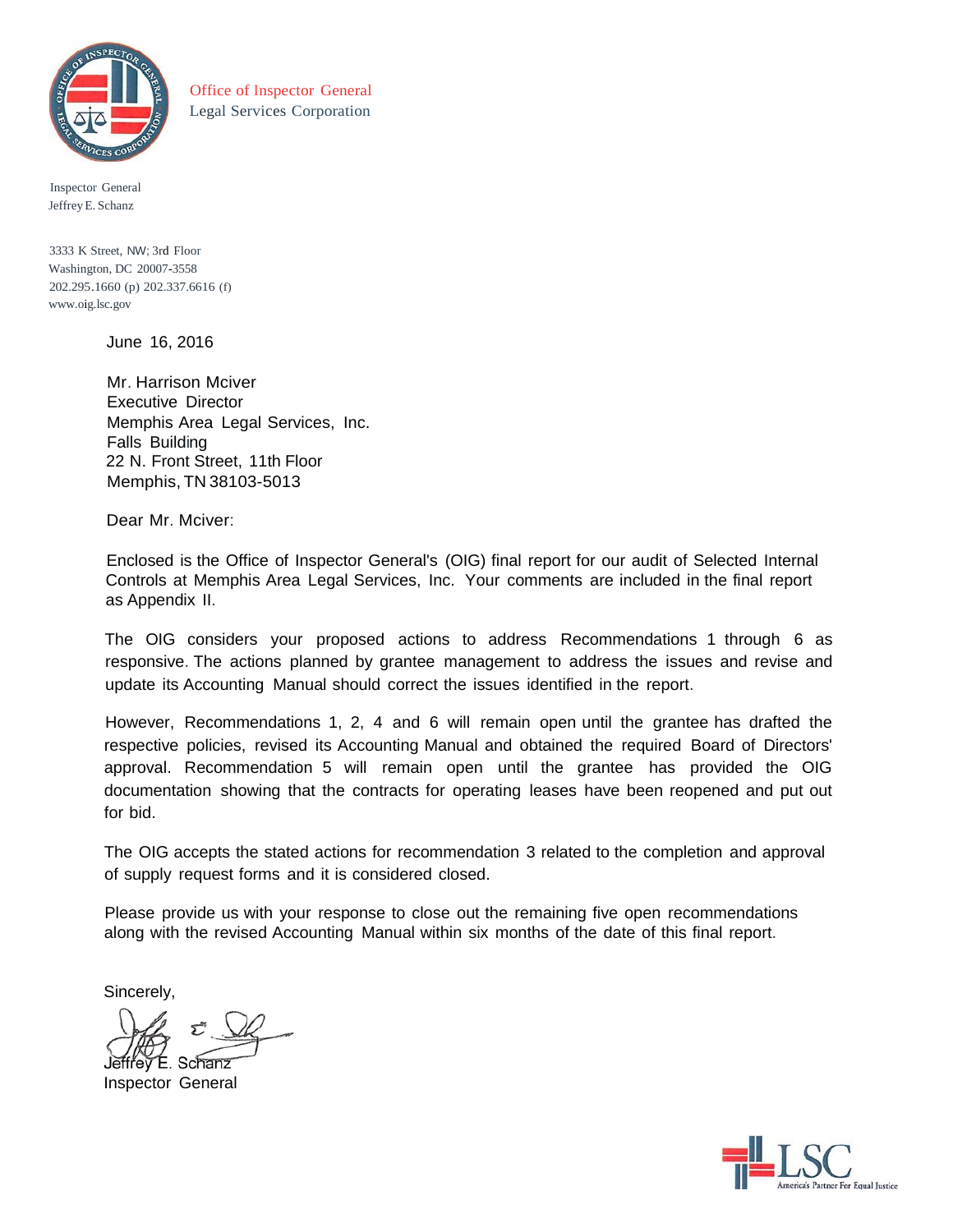Office of Inspector General
Legal Services Corporation

Inspector General
Jeffrey E. Schanz

3333 K Street, NW; 3rd Floor
Washington, DC 20007-3558
202.295.1660 (p) 202.337.6616 (f)
www.oig.lsc.gov

June 16, 2016

Mr. Harrison Mciver
Executive Director
Memphis Area Legal Services, Inc.
Falls Building
22 N. Front Street, 11th Floor
Memphis, TN 38103-5013

Dear Mr. Mciver:

Enclosed is the Office of Inspector General's (OIG) final report for our audit of Selected Internal Controls at Memphis Area Legal Services, Inc. Your comments are included in the final report as Appendix II.

The OIG considers your proposed actions to address Recommendations 1 through 6 as responsive. The actions planned by grantee management to address the issues and revise and update its Accounting Manual should correct the issues identified in the report.

However, Recommendations 1, 2, 4 and 6 will remain open until the grantee has drafted the respective policies, revised its Accounting Manual and obtained the required Board of Directors' approval. Recommendation 5 will remain open until the grantee has provided the OIG documentation showing that the contracts for operating leases have been reopened and put out for bid.

The OIG accepts the stated actions for recommendation 3 related to the completion and approval of supply request forms and it is considered closed.

Please provide us with your response to close out the remaining five open recommendations along with the revised Accounting Manual within six months of the date of this final report.

Sincerely,

Jeffrey E. Schanz
Inspector General

LSC America's Partner For Equal Justice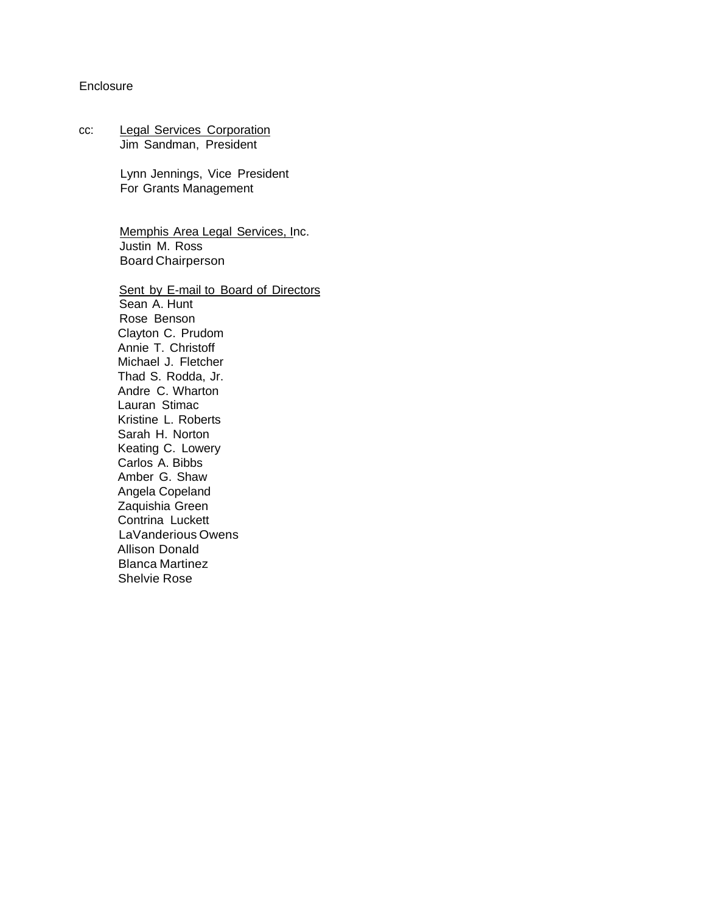Enclosure

cc: <u>Legal Services Corporation</u>
Jim Sandman, President

Lynn Jennings, Vice President
For Grants Management

<u>Memphis Area Legal Services, I</u>nc.
Justin M. Ross
Board Chairperson

<u>Sent by E-mail to Board of Directors</u>
Sean A. Hunt
Rose Benson
Clayton C. Prudom
Annie T. Christoff
Michael J. Fletcher
Thad S. Rodda, Jr.
Andre C. Wharton
Lauran Stimac
Kristine L. Roberts
Sarah H. Norton
Keating C. Lowery
Carlos A. Bibbs
Amber G. Shaw
Angela Copeland
Zaquishia Green
Contrina Luckett
LaVanderious Owens
Allison Donald
Blanca Martinez
Shelvie Rose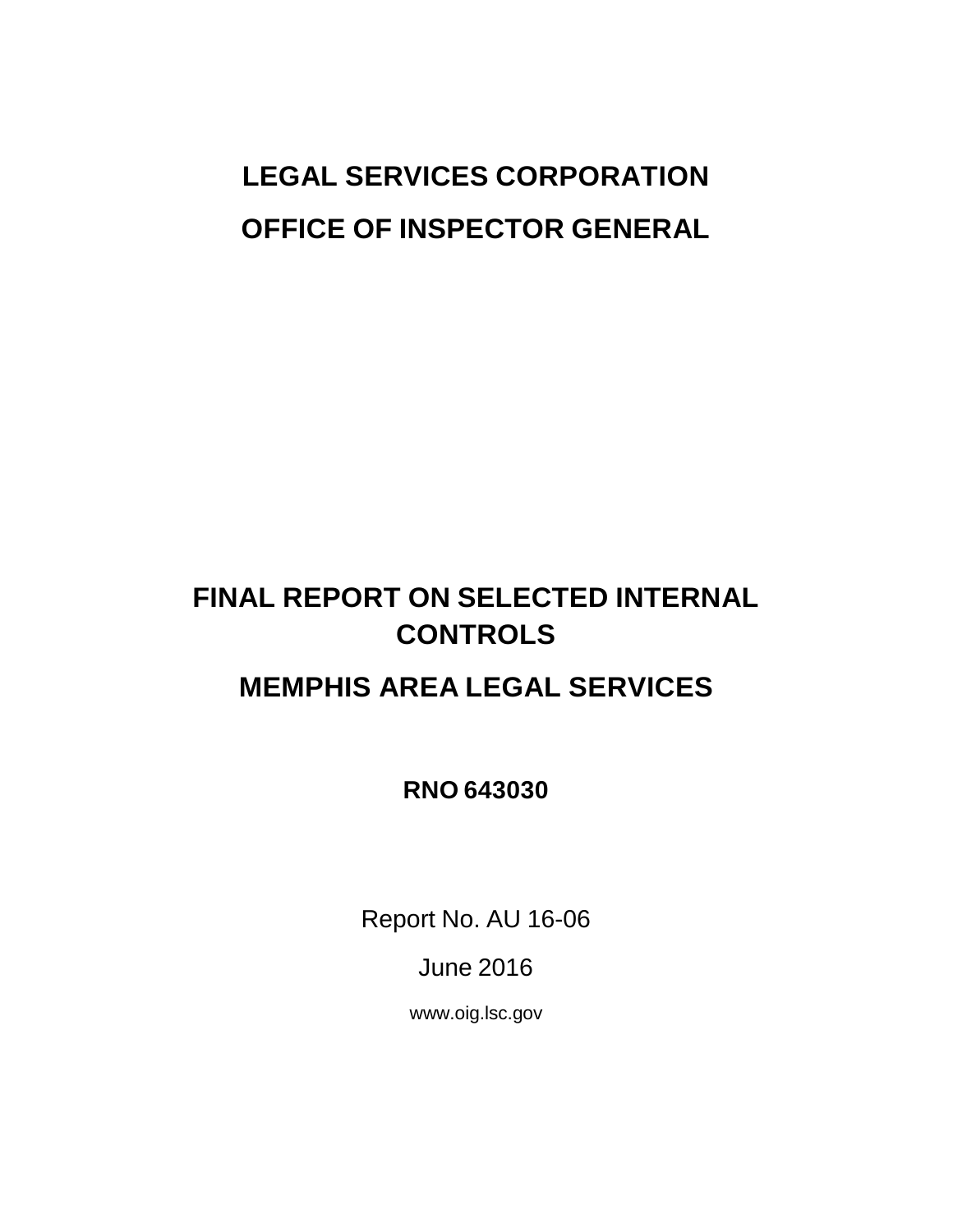# LEGAL SERVICES CORPORATION

# OFFICE OF INSPECTOR GENERAL

# FINAL REPORT ON SELECTED INTERNAL CONTROLS

# MEMPHIS AREA LEGAL SERVICES

**RNO 643030**

Report No. AU 16-06

June 2016

www.oig.lsc.gov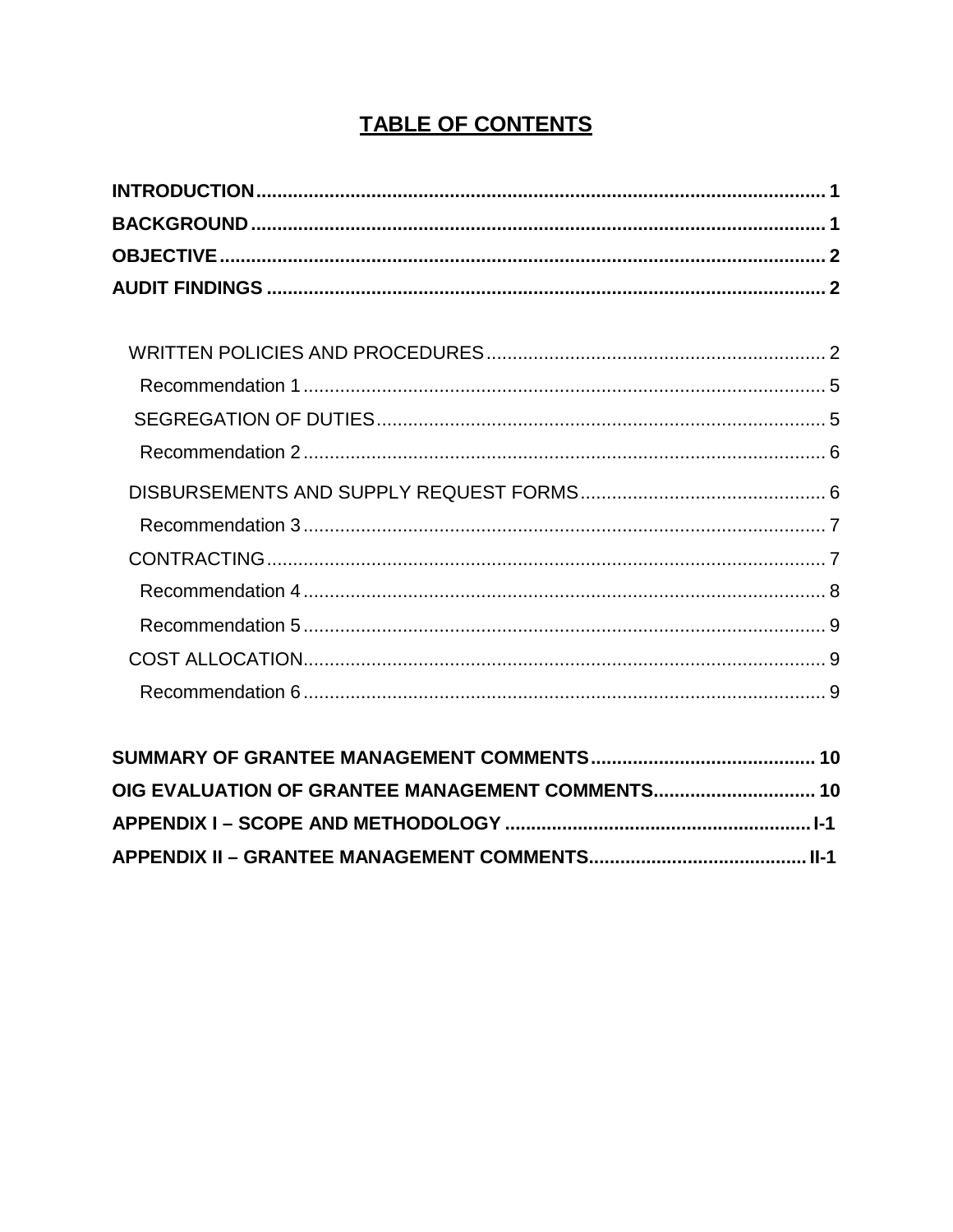# TABLE OF CONTENTS

**INTRODUCTION** ..... **1**

**BACKGROUND** ..... **1**

**OBJECTIVE** ..... **2**

**AUDIT FINDINGS** ..... **2**

- WRITTEN POLICIES AND PROCEDURES ..... 2
  - Recommendation 1 ..... 5
- SEGREGATION OF DUTIES ..... 5
  - Recommendation 2 ..... 6
- DISBURSEMENTS AND SUPPLY REQUEST FORMS ..... 6
  - Recommendation 3 ..... 7
- CONTRACTING ..... 7
  - Recommendation 4 ..... 8
  - Recommendation 5 ..... 9
- COST ALLOCATION ..... 9
  - Recommendation 6 ..... 9

**SUMMARY OF GRANTEE MANAGEMENT COMMENTS** ..... **10**

**OIG EVALUATION OF GRANTEE MANAGEMENT COMMENTS** ..... **10**

**APPENDIX I – SCOPE AND METHODOLOGY** ..... **I-1**

**APPENDIX II – GRANTEE MANAGEMENT COMMENTS** ..... **II-1**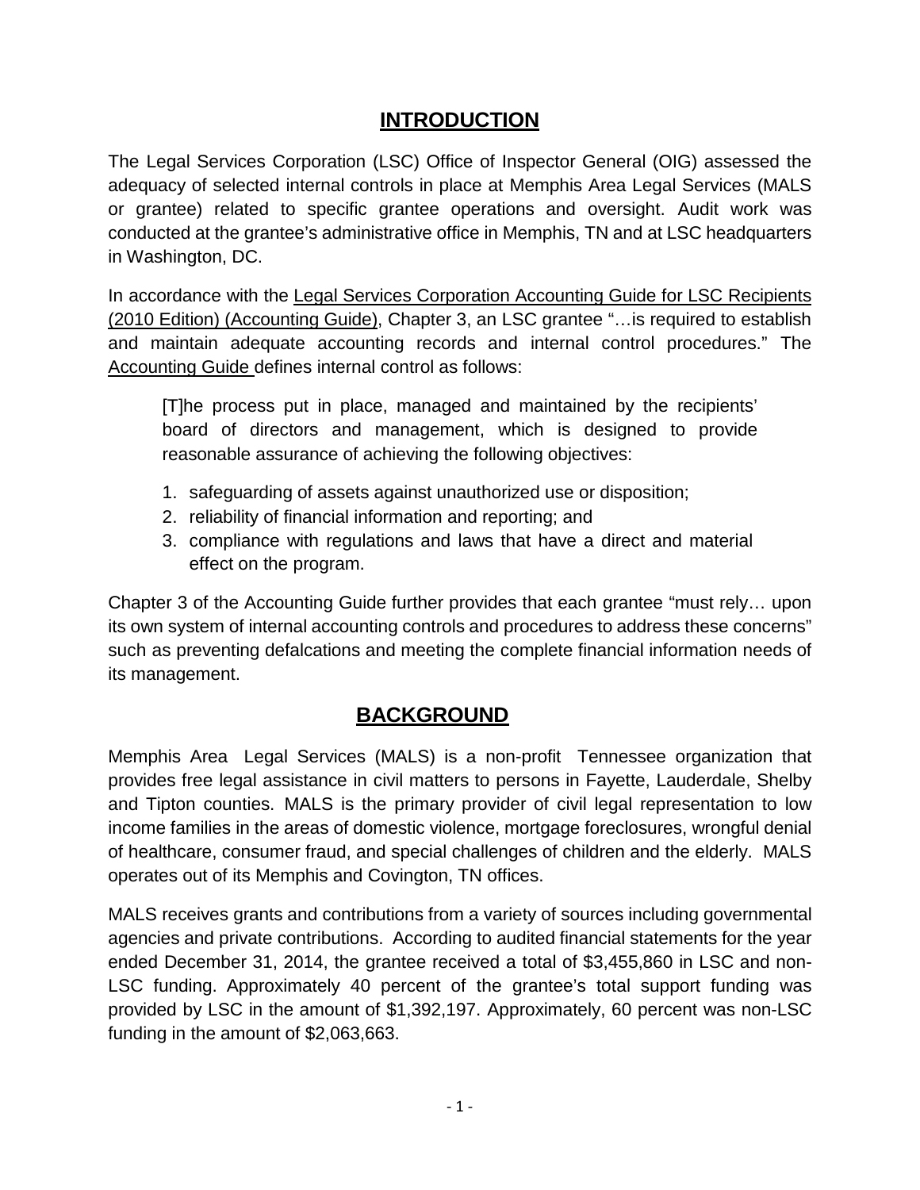## INTRODUCTION

The Legal Services Corporation (LSC) Office of Inspector General (OIG) assessed the adequacy of selected internal controls in place at Memphis Area Legal Services (MALS or grantee) related to specific grantee operations and oversight. Audit work was conducted at the grantee's administrative office in Memphis, TN and at LSC headquarters in Washington, DC.

In accordance with the Legal Services Corporation Accounting Guide for LSC Recipients (2010 Edition) (Accounting Guide), Chapter 3, an LSC grantee "…is required to establish and maintain adequate accounting records and internal control procedures." The Accounting Guide defines internal control as follows:

> [T]he process put in place, managed and maintained by the recipients' board of directors and management, which is designed to provide reasonable assurance of achieving the following objectives:
>
> 1. safeguarding of assets against unauthorized use or disposition;
> 2. reliability of financial information and reporting; and
> 3. compliance with regulations and laws that have a direct and material effect on the program.

Chapter 3 of the Accounting Guide further provides that each grantee "must rely… upon its own system of internal accounting controls and procedures to address these concerns" such as preventing defalcations and meeting the complete financial information needs of its management.

## BACKGROUND

Memphis Area Legal Services (MALS) is a non-profit Tennessee organization that provides free legal assistance in civil matters to persons in Fayette, Lauderdale, Shelby and Tipton counties. MALS is the primary provider of civil legal representation to low income families in the areas of domestic violence, mortgage foreclosures, wrongful denial of healthcare, consumer fraud, and special challenges of children and the elderly. MALS operates out of its Memphis and Covington, TN offices.

MALS receives grants and contributions from a variety of sources including governmental agencies and private contributions. According to audited financial statements for the year ended December 31, 2014, the grantee received a total of $3,455,860 in LSC and non-LSC funding. Approximately 40 percent of the grantee's total support funding was provided by LSC in the amount of $1,392,197. Approximately, 60 percent was non-LSC funding in the amount of $2,063,663.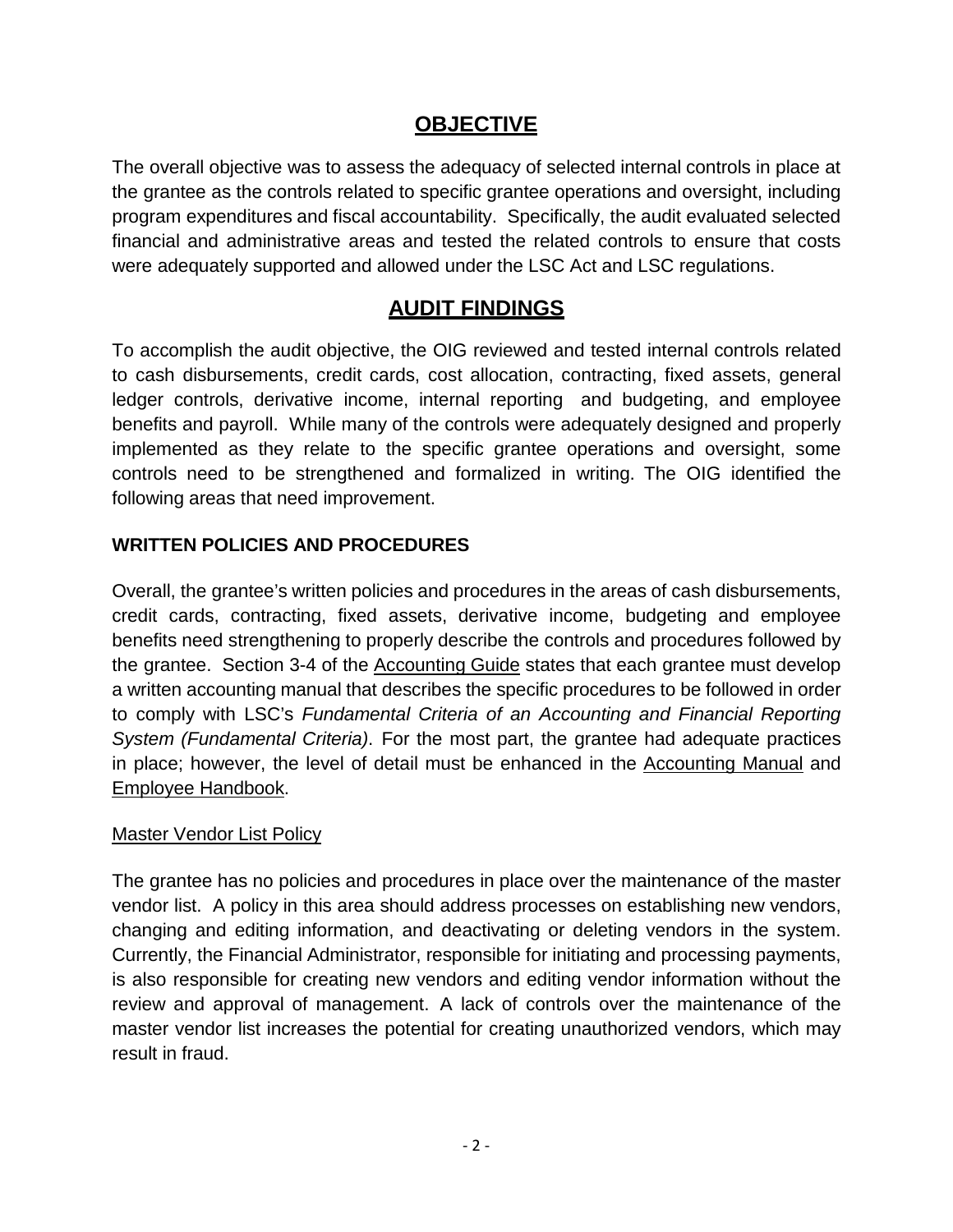## OBJECTIVE

The overall objective was to assess the adequacy of selected internal controls in place at the grantee as the controls related to specific grantee operations and oversight, including program expenditures and fiscal accountability. Specifically, the audit evaluated selected financial and administrative areas and tested the related controls to ensure that costs were adequately supported and allowed under the LSC Act and LSC regulations.

## AUDIT FINDINGS

To accomplish the audit objective, the OIG reviewed and tested internal controls related to cash disbursements, credit cards, cost allocation, contracting, fixed assets, general ledger controls, derivative income, internal reporting and budgeting, and employee benefits and payroll. While many of the controls were adequately designed and properly implemented as they relate to the specific grantee operations and oversight, some controls need to be strengthened and formalized in writing. The OIG identified the following areas that need improvement.

### WRITTEN POLICIES AND PROCEDURES

Overall, the grantee's written policies and procedures in the areas of cash disbursements, credit cards, contracting, fixed assets, derivative income, budgeting and employee benefits need strengthening to properly describe the controls and procedures followed by the grantee. Section 3-4 of the Accounting Guide states that each grantee must develop a written accounting manual that describes the specific procedures to be followed in order to comply with LSC's *Fundamental Criteria of an Accounting and Financial Reporting System (Fundamental Criteria)*. For the most part, the grantee had adequate practices in place; however, the level of detail must be enhanced in the Accounting Manual and Employee Handbook.

Master Vendor List Policy

The grantee has no policies and procedures in place over the maintenance of the master vendor list. A policy in this area should address processes on establishing new vendors, changing and editing information, and deactivating or deleting vendors in the system. Currently, the Financial Administrator, responsible for initiating and processing payments, is also responsible for creating new vendors and editing vendor information without the review and approval of management. A lack of controls over the maintenance of the master vendor list increases the potential for creating unauthorized vendors, which may result in fraud.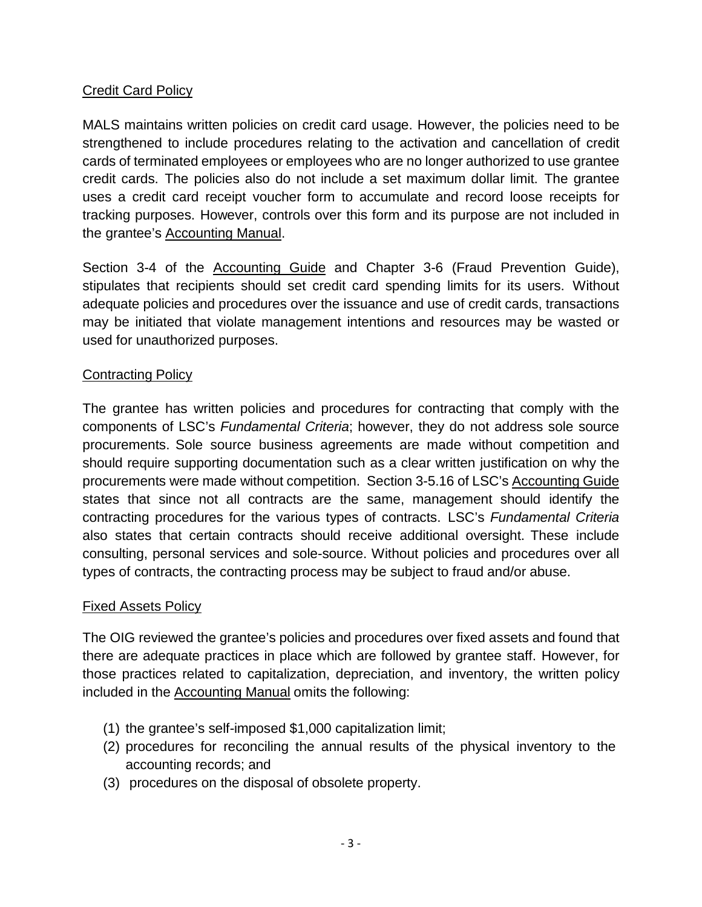Credit Card Policy

MALS maintains written policies on credit card usage. However, the policies need to be strengthened to include procedures relating to the activation and cancellation of credit cards of terminated employees or employees who are no longer authorized to use grantee credit cards. The policies also do not include a set maximum dollar limit. The grantee uses a credit card receipt voucher form to accumulate and record loose receipts for tracking purposes. However, controls over this form and its purpose are not included in the grantee's Accounting Manual.

Section 3-4 of the Accounting Guide and Chapter 3-6 (Fraud Prevention Guide), stipulates that recipients should set credit card spending limits for its users. Without adequate policies and procedures over the issuance and use of credit cards, transactions may be initiated that violate management intentions and resources may be wasted or used for unauthorized purposes.

Contracting Policy

The grantee has written policies and procedures for contracting that comply with the components of LSC's *Fundamental Criteria*; however, they do not address sole source procurements. Sole source business agreements are made without competition and should require supporting documentation such as a clear written justification on why the procurements were made without competition. Section 3-5.16 of LSC's Accounting Guide states that since not all contracts are the same, management should identify the contracting procedures for the various types of contracts. LSC's *Fundamental Criteria* also states that certain contracts should receive additional oversight. These include consulting, personal services and sole-source. Without policies and procedures over all types of contracts, the contracting process may be subject to fraud and/or abuse.

Fixed Assets Policy

The OIG reviewed the grantee's policies and procedures over fixed assets and found that there are adequate practices in place which are followed by grantee staff. However, for those practices related to capitalization, depreciation, and inventory, the written policy included in the Accounting Manual omits the following:

(1) the grantee's self-imposed $1,000 capitalization limit;
(2) procedures for reconciling the annual results of the physical inventory to the accounting records; and
(3) procedures on the disposal of obsolete property.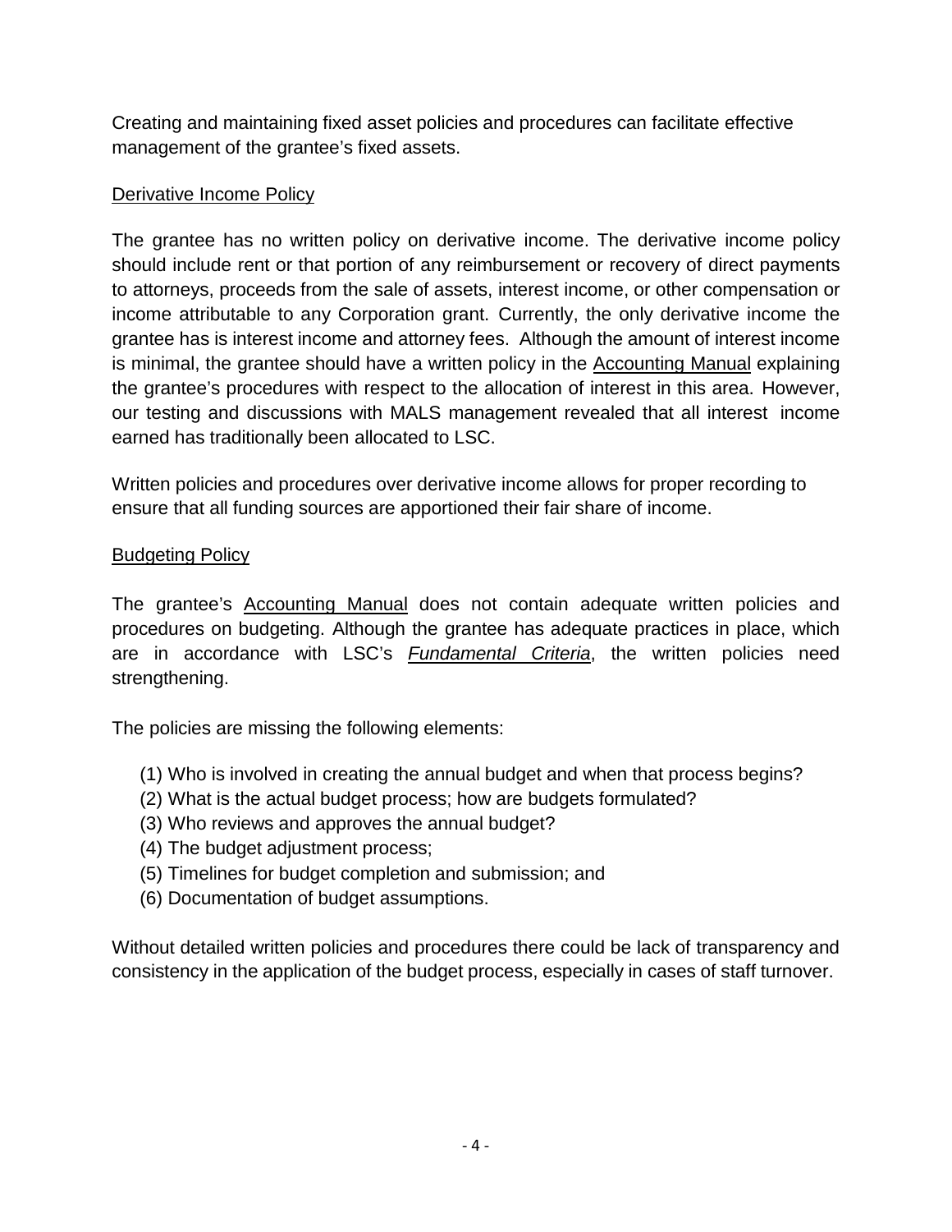Creating and maintaining fixed asset policies and procedures can facilitate effective management of the grantee's fixed assets.

<u>Derivative Income Policy</u>

The grantee has no written policy on derivative income. The derivative income policy should include rent or that portion of any reimbursement or recovery of direct payments to attorneys, proceeds from the sale of assets, interest income, or other compensation or income attributable to any Corporation grant. Currently, the only derivative income the grantee has is interest income and attorney fees. Although the amount of interest income is minimal, the grantee should have a written policy in the <u>Accounting Manual</u> explaining the grantee's procedures with respect to the allocation of interest in this area. However, our testing and discussions with MALS management revealed that all interest income earned has traditionally been allocated to LSC.

Written policies and procedures over derivative income allows for proper recording to ensure that all funding sources are apportioned their fair share of income.

<u>Budgeting Policy</u>

The grantee's <u>Accounting Manual</u> does not contain adequate written policies and procedures on budgeting. Although the grantee has adequate practices in place, which are in accordance with LSC's <u>*Fundamental Criteria*</u>, the written policies need strengthening.

The policies are missing the following elements:

(1) Who is involved in creating the annual budget and when that process begins?
(2) What is the actual budget process; how are budgets formulated?
(3) Who reviews and approves the annual budget?
(4) The budget adjustment process;
(5) Timelines for budget completion and submission; and
(6) Documentation of budget assumptions.

Without detailed written policies and procedures there could be lack of transparency and consistency in the application of the budget process, especially in cases of staff turnover.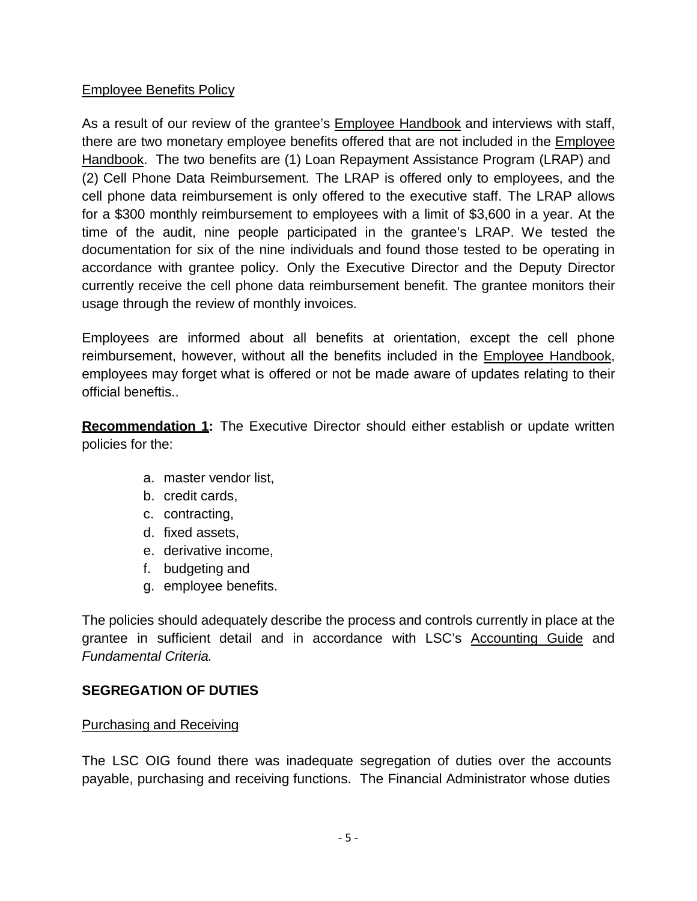Employee Benefits Policy

As a result of our review of the grantee's Employee Handbook and interviews with staff, there are two monetary employee benefits offered that are not included in the Employee Handbook. The two benefits are (1) Loan Repayment Assistance Program (LRAP) and (2) Cell Phone Data Reimbursement. The LRAP is offered only to employees, and the cell phone data reimbursement is only offered to the executive staff. The LRAP allows for a $300 monthly reimbursement to employees with a limit of $3,600 in a year. At the time of the audit, nine people participated in the grantee's LRAP. We tested the documentation for six of the nine individuals and found those tested to be operating in accordance with grantee policy. Only the Executive Director and the Deputy Director currently receive the cell phone data reimbursement benefit. The grantee monitors their usage through the review of monthly invoices.

Employees are informed about all benefits at orientation, except the cell phone reimbursement, however, without all the benefits included in the Employee Handbook, employees may forget what is offered or not be made aware of updates relating to their official beneftis..

**Recommendation 1:** The Executive Director should either establish or update written policies for the:

a. master vendor list,
b. credit cards,
c. contracting,
d. fixed assets,
e. derivative income,
f. budgeting and
g. employee benefits.

The policies should adequately describe the process and controls currently in place at the grantee in sufficient detail and in accordance with LSC's Accounting Guide and *Fundamental Criteria.*

## SEGREGATION OF DUTIES

Purchasing and Receiving

The LSC OIG found there was inadequate segregation of duties over the accounts payable, purchasing and receiving functions. The Financial Administrator whose duties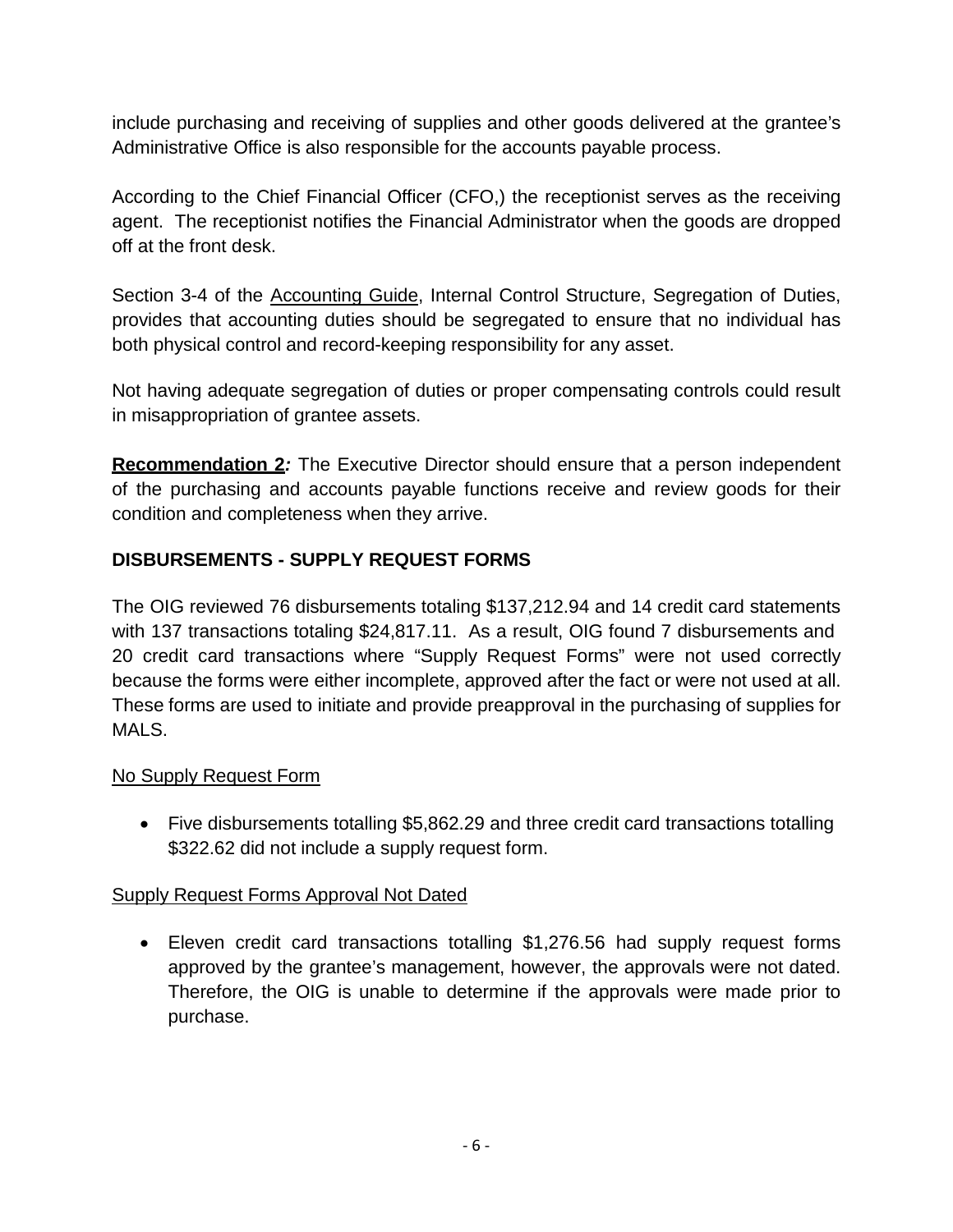include purchasing and receiving of supplies and other goods delivered at the grantee's Administrative Office is also responsible for the accounts payable process.

According to the Chief Financial Officer (CFO,) the receptionist serves as the receiving agent. The receptionist notifies the Financial Administrator when the goods are dropped off at the front desk.

Section 3-4 of the Accounting Guide, Internal Control Structure, Segregation of Duties, provides that accounting duties should be segregated to ensure that no individual has both physical control and record-keeping responsibility for any asset.

Not having adequate segregation of duties or proper compensating controls could result in misappropriation of grantee assets.

**Recommendation 2*:*** The Executive Director should ensure that a person independent of the purchasing and accounts payable functions receive and review goods for their condition and completeness when they arrive.

## DISBURSEMENTS - SUPPLY REQUEST FORMS

The OIG reviewed 76 disbursements totaling $137,212.94 and 14 credit card statements with 137 transactions totaling $24,817.11. As a result, OIG found 7 disbursements and 20 credit card transactions where "Supply Request Forms" were not used correctly because the forms were either incomplete, approved after the fact or were not used at all. These forms are used to initiate and provide preapproval in the purchasing of supplies for MALS.

No Supply Request Form

- Five disbursements totalling $5,862.29 and three credit card transactions totalling $322.62 did not include a supply request form.

Supply Request Forms Approval Not Dated

- Eleven credit card transactions totalling $1,276.56 had supply request forms approved by the grantee's management, however, the approvals were not dated. Therefore, the OIG is unable to determine if the approvals were made prior to purchase.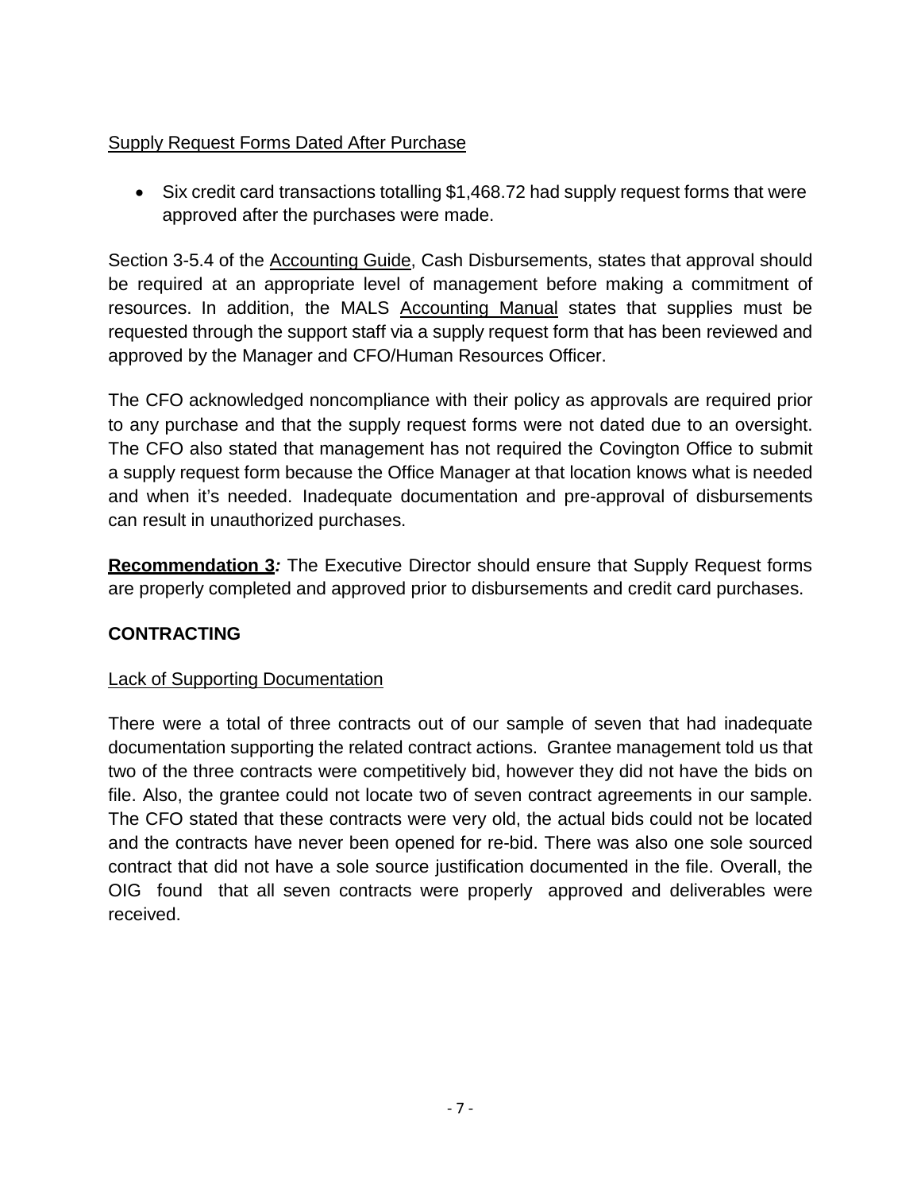Supply Request Forms Dated After Purchase

- Six credit card transactions totalling $1,468.72 had supply request forms that were approved after the purchases were made.

Section 3-5.4 of the Accounting Guide, Cash Disbursements, states that approval should be required at an appropriate level of management before making a commitment of resources. In addition, the MALS Accounting Manual states that supplies must be requested through the support staff via a supply request form that has been reviewed and approved by the Manager and CFO/Human Resources Officer.

The CFO acknowledged noncompliance with their policy as approvals are required prior to any purchase and that the supply request forms were not dated due to an oversight. The CFO also stated that management has not required the Covington Office to submit a supply request form because the Office Manager at that location knows what is needed and when it's needed. Inadequate documentation and pre-approval of disbursements can result in unauthorized purchases.

**Recommendation 3*:*** The Executive Director should ensure that Supply Request forms are properly completed and approved prior to disbursements and credit card purchases.

## CONTRACTING

Lack of Supporting Documentation

There were a total of three contracts out of our sample of seven that had inadequate documentation supporting the related contract actions. Grantee management told us that two of the three contracts were competitively bid, however they did not have the bids on file. Also, the grantee could not locate two of seven contract agreements in our sample. The CFO stated that these contracts were very old, the actual bids could not be located and the contracts have never been opened for re-bid. There was also one sole sourced contract that did not have a sole source justification documented in the file. Overall, the OIG found that all seven contracts were properly approved and deliverables were received.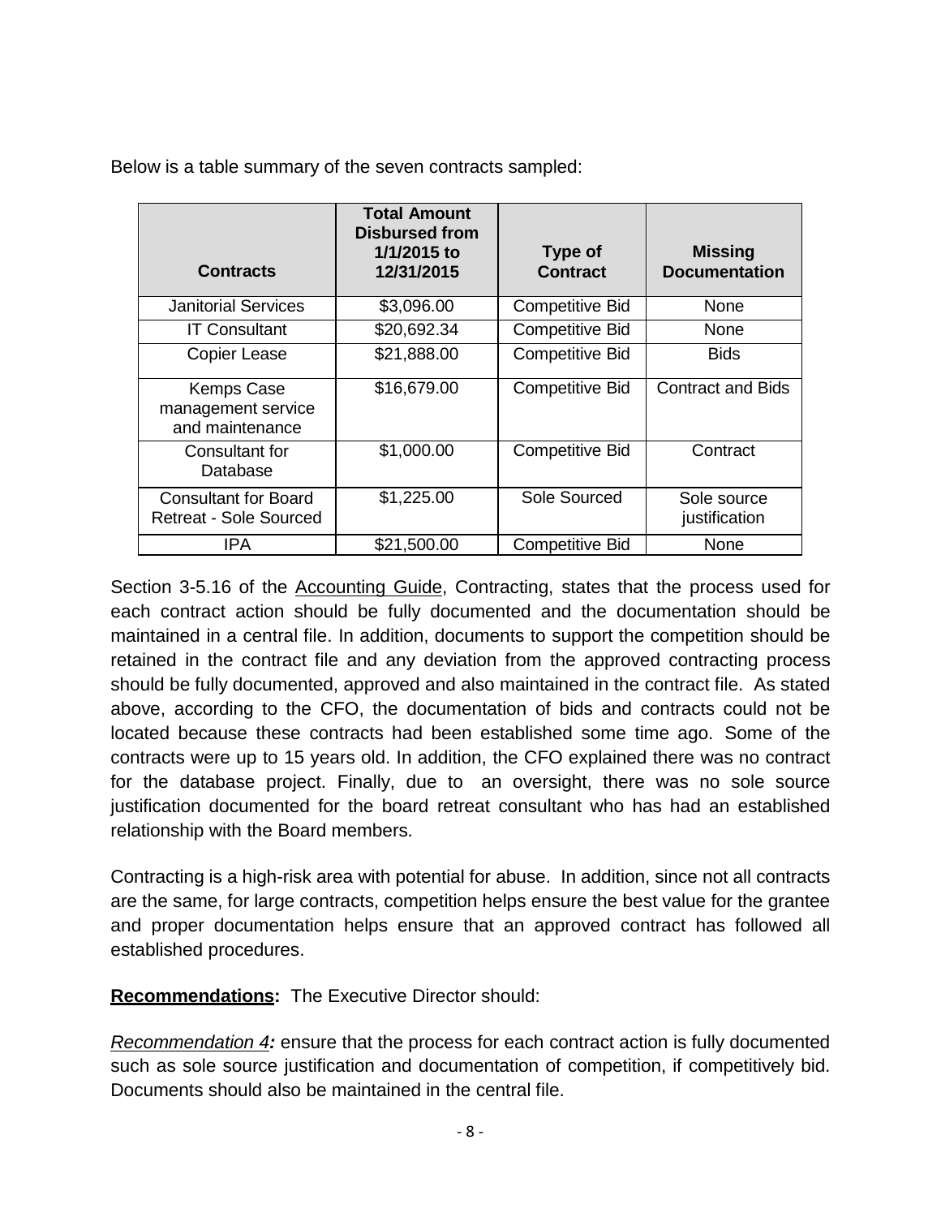Below is a table summary of the seven contracts sampled:

| Contracts | Total Amount Disbursed from 1/1/2015 to 12/31/2015 | Type of Contract | Missing Documentation |
|---|---|---|---|
| Janitorial Services | $3,096.00 | Competitive Bid | None |
| IT Consultant | $20,692.34 | Competitive Bid | None |
| Copier Lease | $21,888.00 | Competitive Bid | Bids |
| Kemps Case management service and maintenance | $16,679.00 | Competitive Bid | Contract and Bids |
| Consultant for Database | $1,000.00 | Competitive Bid | Contract |
| Consultant for Board Retreat - Sole Sourced | $1,225.00 | Sole Sourced | Sole source justification |
| IPA | $21,500.00 | Competitive Bid | None |

Section 3-5.16 of the Accounting Guide, Contracting, states that the process used for each contract action should be fully documented and the documentation should be maintained in a central file. In addition, documents to support the competition should be retained in the contract file and any deviation from the approved contracting process should be fully documented, approved and also maintained in the contract file. As stated above, according to the CFO, the documentation of bids and contracts could not be located because these contracts had been established some time ago. Some of the contracts were up to 15 years old. In addition, the CFO explained there was no contract for the database project. Finally, due to an oversight, there was no sole source justification documented for the board retreat consultant who has had an established relationship with the Board members.

Contracting is a high-risk area with potential for abuse. In addition, since not all contracts are the same, for large contracts, competition helps ensure the best value for the grantee and proper documentation helps ensure that an approved contract has followed all established procedures.

**Recommendations:** The Executive Director should:

*Recommendation 4:* ensure that the process for each contract action is fully documented such as sole source justification and documentation of competition, if competitively bid. Documents should also be maintained in the central file.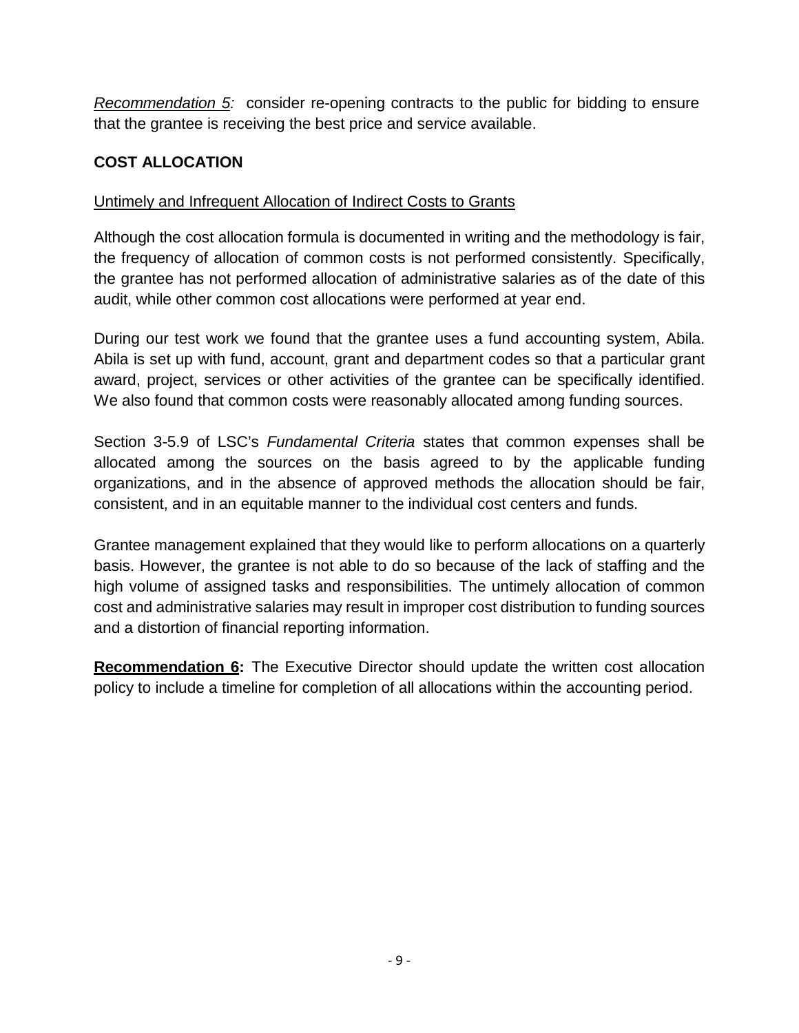*Recommendation 5:* consider re-opening contracts to the public for bidding to ensure that the grantee is receiving the best price and service available.

## COST ALLOCATION

Untimely and Infrequent Allocation of Indirect Costs to Grants

Although the cost allocation formula is documented in writing and the methodology is fair, the frequency of allocation of common costs is not performed consistently. Specifically, the grantee has not performed allocation of administrative salaries as of the date of this audit, while other common cost allocations were performed at year end.

During our test work we found that the grantee uses a fund accounting system, Abila. Abila is set up with fund, account, grant and department codes so that a particular grant award, project, services or other activities of the grantee can be specifically identified. We also found that common costs were reasonably allocated among funding sources.

Section 3-5.9 of LSC's *Fundamental Criteria* states that common expenses shall be allocated among the sources on the basis agreed to by the applicable funding organizations, and in the absence of approved methods the allocation should be fair, consistent, and in an equitable manner to the individual cost centers and funds.

Grantee management explained that they would like to perform allocations on a quarterly basis. However, the grantee is not able to do so because of the lack of staffing and the high volume of assigned tasks and responsibilities. The untimely allocation of common cost and administrative salaries may result in improper cost distribution to funding sources and a distortion of financial reporting information.

**Recommendation 6:** The Executive Director should update the written cost allocation policy to include a timeline for completion of all allocations within the accounting period.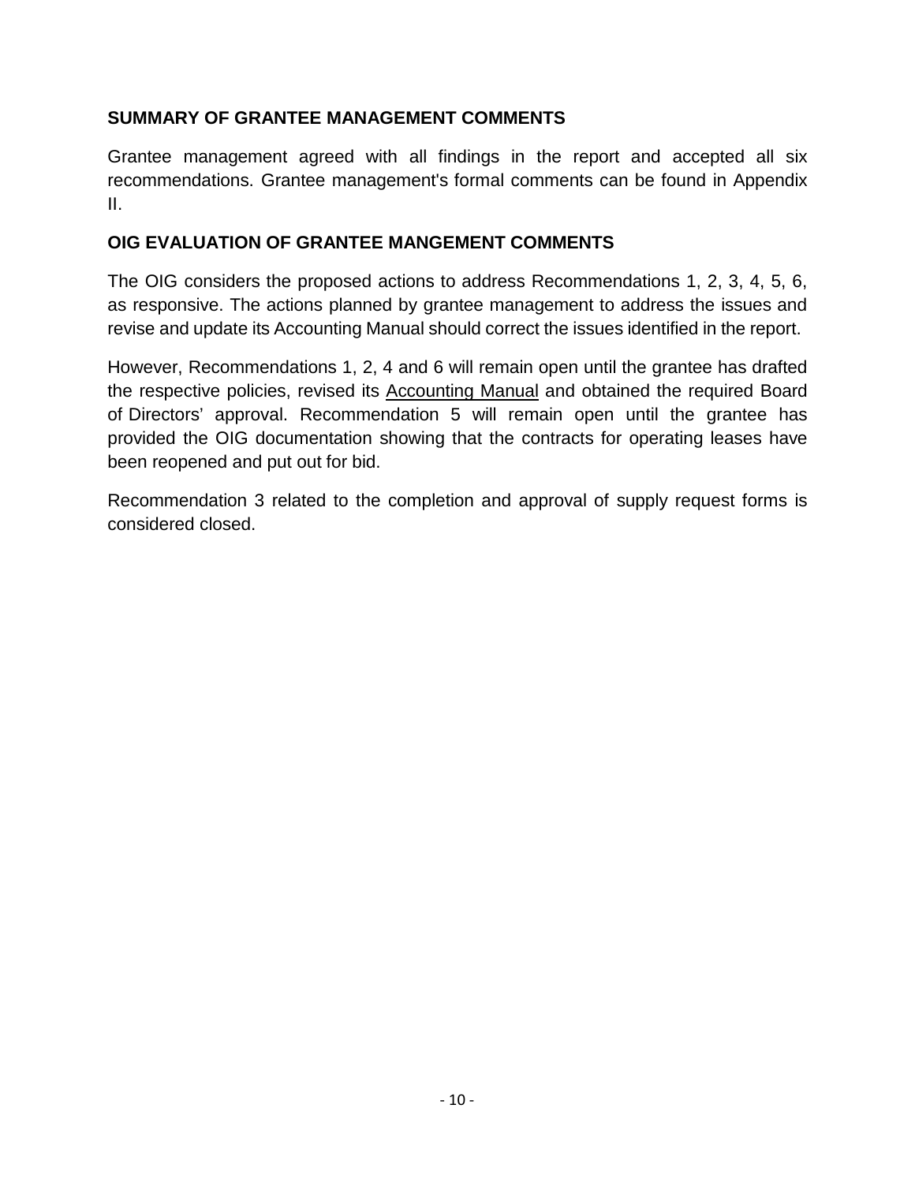## SUMMARY OF GRANTEE MANAGEMENT COMMENTS

Grantee management agreed with all findings in the report and accepted all six recommendations. Grantee management's formal comments can be found in Appendix II.

## OIG EVALUATION OF GRANTEE MANGEMENT COMMENTS

The OIG considers the proposed actions to address Recommendations 1, 2, 3, 4, 5, 6, as responsive. The actions planned by grantee management to address the issues and revise and update its Accounting Manual should correct the issues identified in the report.

However, Recommendations 1, 2, 4 and 6 will remain open until the grantee has drafted the respective policies, revised its <u>Accounting Manual</u> and obtained the required Board of Directors' approval. Recommendation 5 will remain open until the grantee has provided the OIG documentation showing that the contracts for operating leases have been reopened and put out for bid.

Recommendation 3 related to the completion and approval of supply request forms is considered closed.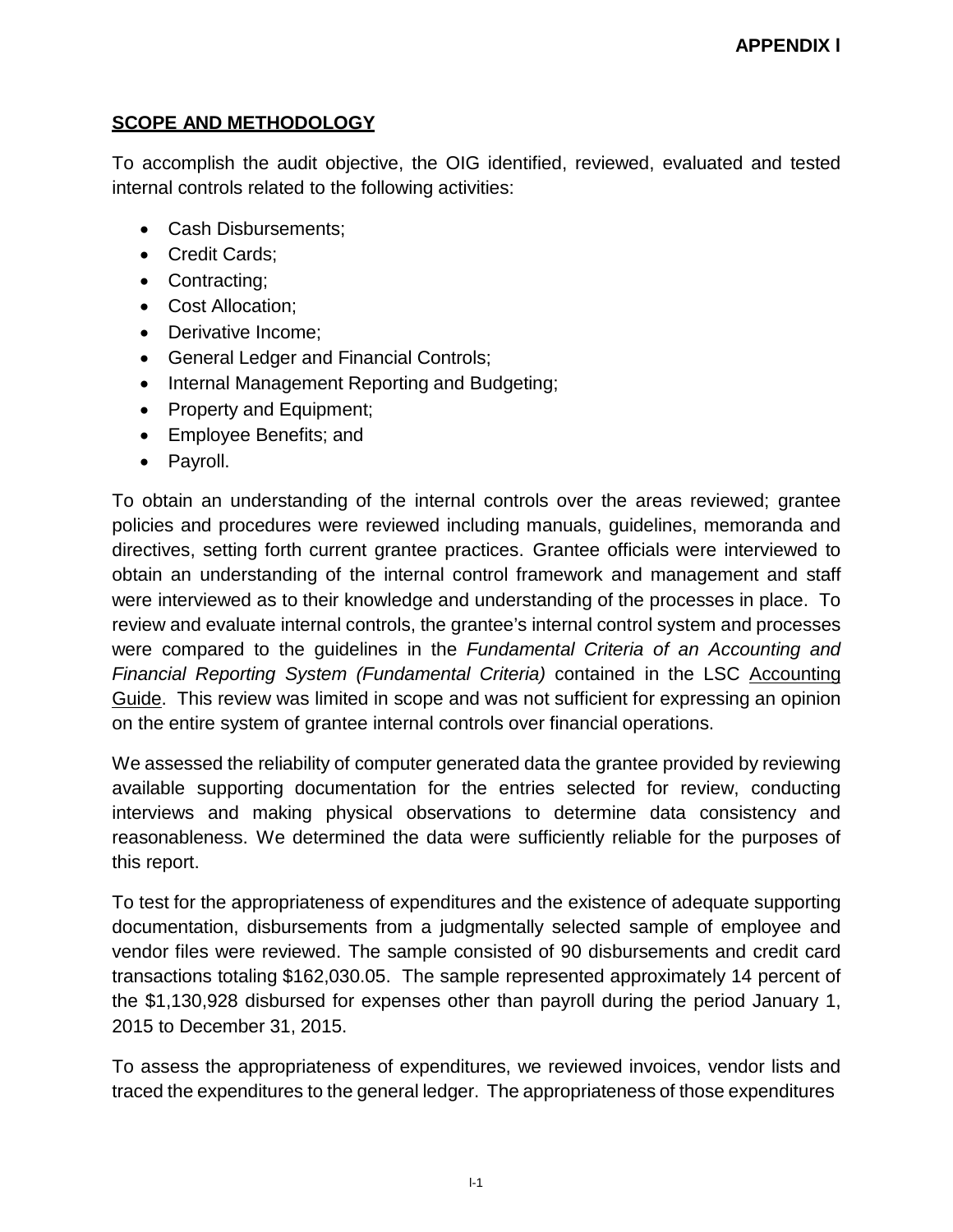**APPENDIX I**

## SCOPE AND METHODOLOGY

To accomplish the audit objective, the OIG identified, reviewed, evaluated and tested internal controls related to the following activities:

- Cash Disbursements;
- Credit Cards;
- Contracting;
- Cost Allocation;
- Derivative Income;
- General Ledger and Financial Controls;
- Internal Management Reporting and Budgeting;
- Property and Equipment;
- Employee Benefits; and
- Payroll.

To obtain an understanding of the internal controls over the areas reviewed; grantee policies and procedures were reviewed including manuals, guidelines, memoranda and directives, setting forth current grantee practices. Grantee officials were interviewed to obtain an understanding of the internal control framework and management and staff were interviewed as to their knowledge and understanding of the processes in place. To review and evaluate internal controls, the grantee's internal control system and processes were compared to the guidelines in the *Fundamental Criteria of an Accounting and Financial Reporting System (Fundamental Criteria)* contained in the LSC Accounting Guide. This review was limited in scope and was not sufficient for expressing an opinion on the entire system of grantee internal controls over financial operations.

We assessed the reliability of computer generated data the grantee provided by reviewing available supporting documentation for the entries selected for review, conducting interviews and making physical observations to determine data consistency and reasonableness. We determined the data were sufficiently reliable for the purposes of this report.

To test for the appropriateness of expenditures and the existence of adequate supporting documentation, disbursements from a judgmentally selected sample of employee and vendor files were reviewed. The sample consisted of 90 disbursements and credit card transactions totaling $162,030.05. The sample represented approximately 14 percent of the $1,130,928 disbursed for expenses other than payroll during the period January 1, 2015 to December 31, 2015.

To assess the appropriateness of expenditures, we reviewed invoices, vendor lists and traced the expenditures to the general ledger. The appropriateness of those expenditures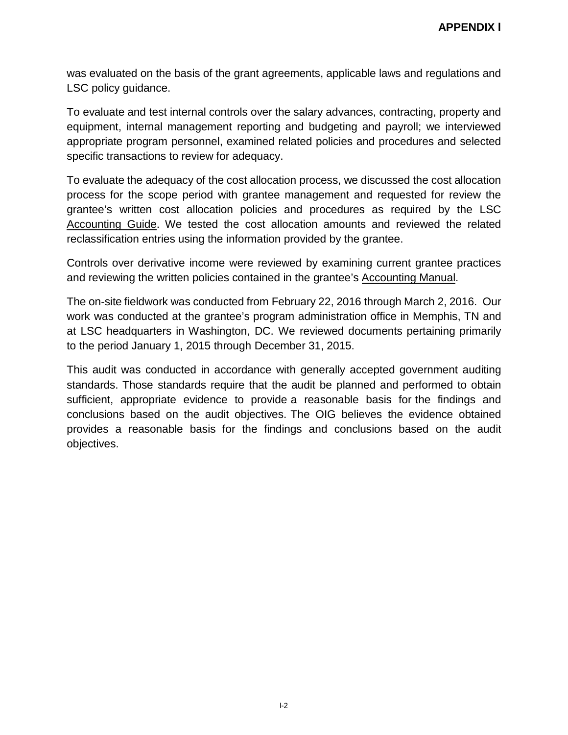was evaluated on the basis of the grant agreements, applicable laws and regulations and LSC policy guidance.

To evaluate and test internal controls over the salary advances, contracting, property and equipment, internal management reporting and budgeting and payroll; we interviewed appropriate program personnel, examined related policies and procedures and selected specific transactions to review for adequacy.

To evaluate the adequacy of the cost allocation process, we discussed the cost allocation process for the scope period with grantee management and requested for review the grantee's written cost allocation policies and procedures as required by the LSC Accounting Guide. We tested the cost allocation amounts and reviewed the related reclassification entries using the information provided by the grantee.

Controls over derivative income were reviewed by examining current grantee practices and reviewing the written policies contained in the grantee's Accounting Manual.

The on-site fieldwork was conducted from February 22, 2016 through March 2, 2016. Our work was conducted at the grantee's program administration office in Memphis, TN and at LSC headquarters in Washington, DC. We reviewed documents pertaining primarily to the period January 1, 2015 through December 31, 2015.

This audit was conducted in accordance with generally accepted government auditing standards. Those standards require that the audit be planned and performed to obtain sufficient, appropriate evidence to provide a reasonable basis for the findings and conclusions based on the audit objectives. The OIG believes the evidence obtained provides a reasonable basis for the findings and conclusions based on the audit objectives.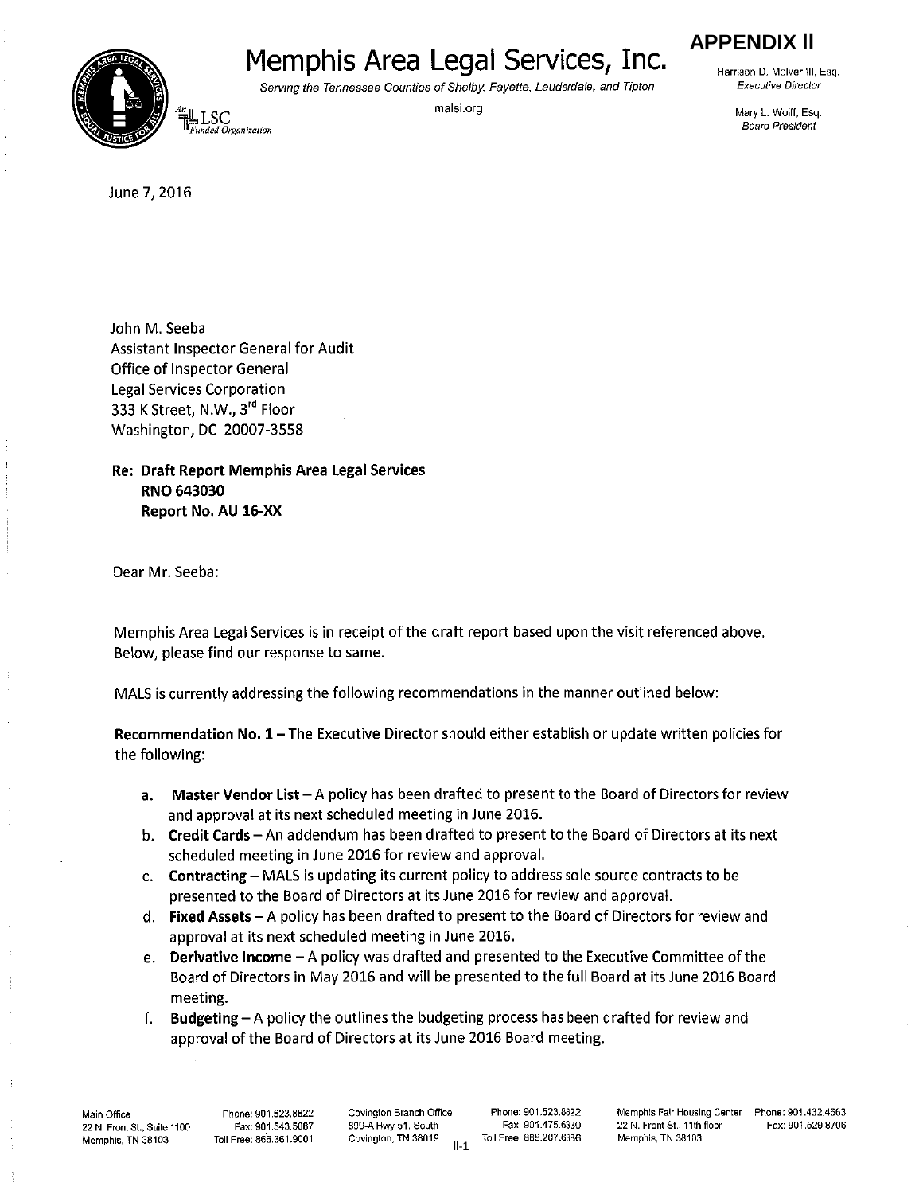**APPENDIX II**

# Memphis Area Legal Services, Inc.

*Serving the Tennessee Counties of Shelby, Fayette, Lauderdale, and Tipton*

malsi.org

An LSC Funded Organization

Harrison D. McIver III, Esq.
*Executive Director*

Mary L. Wolff, Esq.
*Board President*

June 7, 2016

John M. Seeba
Assistant Inspector General for Audit
Office of Inspector General
Legal Services Corporation
333 K Street, N.W., 3rd Floor
Washington, DC 20007-3558

**Re: Draft Report Memphis Area Legal Services**
**RNO 643030**
**Report No. AU 16-XX**

Dear Mr. Seeba:

Memphis Area Legal Services is in receipt of the draft report based upon the visit referenced above. Below, please find our response to same.

MALS is currently addressing the following recommendations in the manner outlined below:

**Recommendation No. 1** – The Executive Director should either establish or update written policies for the following:

a. **Master Vendor List** – A policy has been drafted to present to the Board of Directors for review and approval at its next scheduled meeting in June 2016.
b. **Credit Cards** – An addendum has been drafted to present to the Board of Directors at its next scheduled meeting in June 2016 for review and approval.
c. **Contracting** – MALS is updating its current policy to address sole source contracts to be presented to the Board of Directors at its June 2016 for review and approval.
d. **Fixed Assets** – A policy has been drafted to present to the Board of Directors for review and approval at its next scheduled meeting in June 2016.
e. **Derivative Income** – A policy was drafted and presented to the Executive Committee of the Board of Directors in May 2016 and will be presented to the full Board at its June 2016 Board meeting.
f. **Budgeting** – A policy the outlines the budgeting process has been drafted for review and approval of the Board of Directors at its June 2016 Board meeting.

Main Office
22 N. Front St., Suite 1100
Memphis, TN 38103
Phone: 901.523.8822
Fax: 901.543.5087
Toll Free: 866.361.9001

Covington Branch Office
899-A Hwy 51, South
Covington, TN 38019
Phone: 901.523.8822
Fax: 901.475.6330
Toll Free: 888.207.6386

Memphis Fair Housing Center
22 N. Front St., 11th floor
Memphis, TN 38103
Phone: 901.432.4663
Fax: 901.529.8706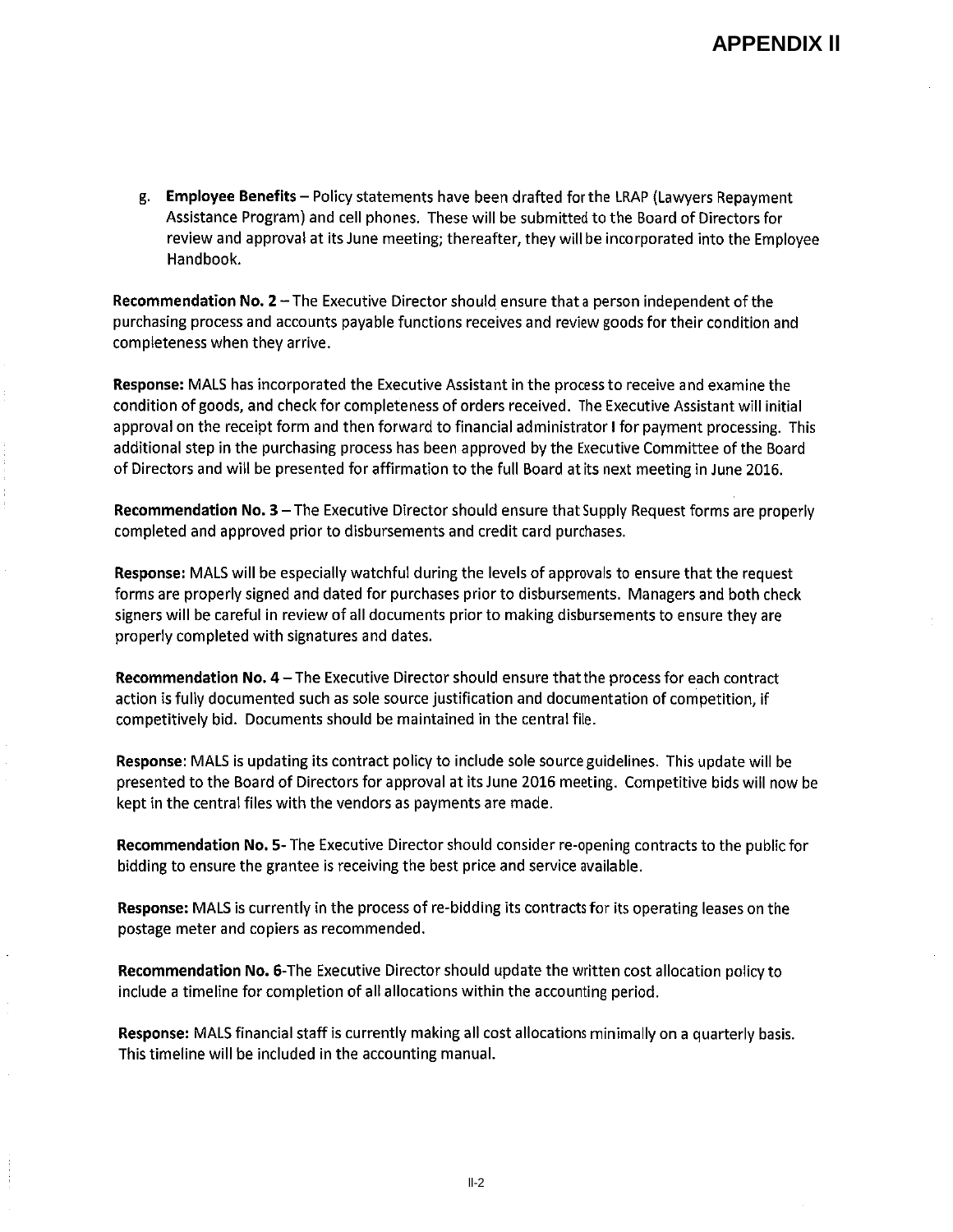## APPENDIX II

g. **Employee Benefits** – Policy statements have been drafted for the LRAP (Lawyers Repayment Assistance Program) and cell phones. These will be submitted to the Board of Directors for review and approval at its June meeting; thereafter, they will be incorporated into the Employee Handbook.

**Recommendation No. 2** – The Executive Director should ensure that a person independent of the purchasing process and accounts payable functions receives and review goods for their condition and completeness when they arrive.

**Response:** MALS has incorporated the Executive Assistant in the process to receive and examine the condition of goods, and check for completeness of orders received. The Executive Assistant will initial approval on the receipt form and then forward to financial administrator I for payment processing. This additional step in the purchasing process has been approved by the Executive Committee of the Board of Directors and will be presented for affirmation to the full Board at its next meeting in June 2016.

**Recommendation No. 3** – The Executive Director should ensure that Supply Request forms are properly completed and approved prior to disbursements and credit card purchases.

**Response:** MALS will be especially watchful during the levels of approvals to ensure that the request forms are properly signed and dated for purchases prior to disbursements. Managers and both check signers will be careful in review of all documents prior to making disbursements to ensure they are properly completed with signatures and dates.

**Recommendation No. 4** – The Executive Director should ensure that the process for each contract action is fully documented such as sole source justification and documentation of competition, if competitively bid. Documents should be maintained in the central file.

**Response**: MALS is updating its contract policy to include sole source guidelines. This update will be presented to the Board of Directors for approval at its June 2016 meeting. Competitive bids will now be kept in the central files with the vendors as payments are made.

**Recommendation No. 5**- The Executive Director should consider re-opening contracts to the public for bidding to ensure the grantee is receiving the best price and service available.

**Response:** MALS is currently in the process of re-bidding its contracts for its operating leases on the postage meter and copiers as recommended.

**Recommendation No. 6**-The Executive Director should update the written cost allocation policy to include a timeline for completion of all allocations within the accounting period.

**Response:** MALS financial staff is currently making all cost allocations minimally on a quarterly basis. This timeline will be included in the accounting manual.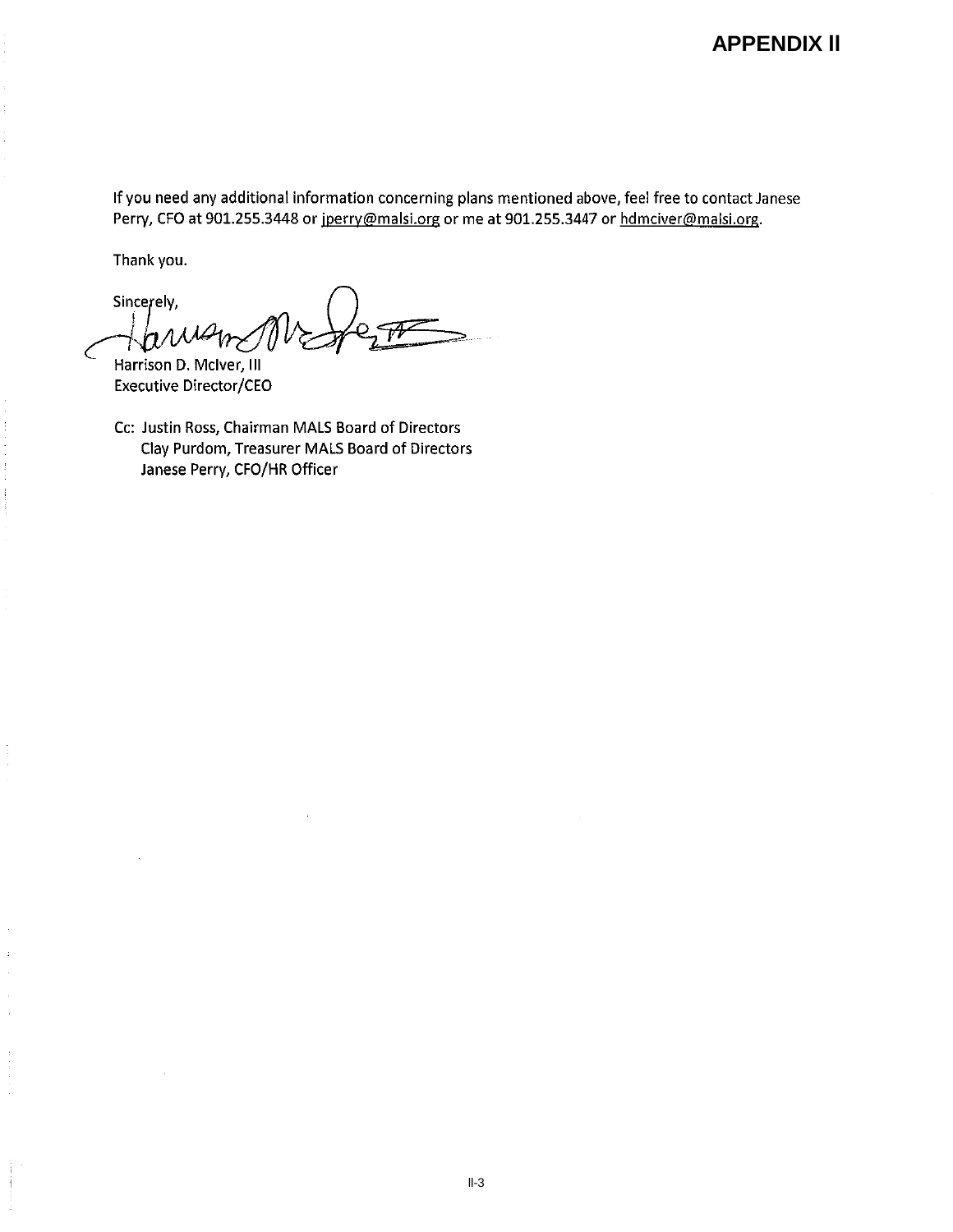# APPENDIX II

If you need any additional information concerning plans mentioned above, feel free to contact Janese Perry, CFO at 901.255.3448 or jperry@malsi.org or me at 901.255.3447 or hdmciver@malsi.org.

Thank you.

Sincerely,

Harrison D. McIver, III
Executive Director/CEO

Cc: Justin Ross, Chairman MALS Board of Directors
Clay Purdom, Treasurer MALS Board of Directors
Janese Perry, CFO/HR Officer